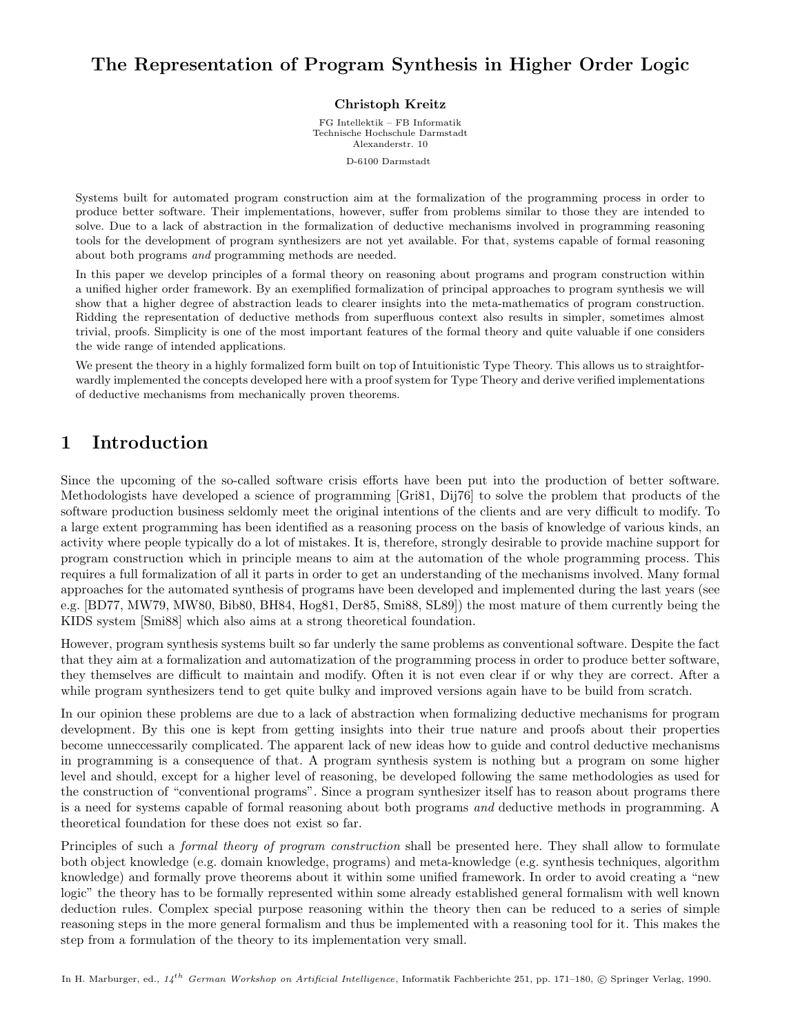# The Representation of Program Synthesis in Higher Order Logic

**Christoph Kreitz**

FG Intellektik – FB Informatik
Technische Hochschule Darmstadt
Alexanderstr. 10

D-6100 Darmstadt

Systems built for automated program construction aim at the formalization of the programming process in order to produce better software. Their implementations, however, suffer from problems similar to those they are intended to solve. Due to a lack of abstraction in the formalization of deductive mechanisms involved in programming reasoning tools for the development of program synthesizers are not yet available. For that, systems capable of formal reasoning about both programs *and* programming methods are needed.

In this paper we develop principles of a formal theory on reasoning about programs and program construction within a unified higher order framework. By an exemplified formalization of principal approaches to program synthesis we will show that a higher degree of abstraction leads to clearer insights into the meta-mathematics of program construction. Ridding the representation of deductive methods from superfluous context also results in simpler, sometimes almost trivial, proofs. Simplicity is one of the most important features of the formal theory and quite valuable if one considers the wide range of intended applications.

We present the theory in a highly formalized form built on top of Intuitionistic Type Theory. This allows us to straightforwardly implemented the concepts developed here with a proof system for Type Theory and derive verified implementations of deductive mechanisms from mechanically proven theorems.

## 1 Introduction

Since the upcoming of the so-called software crisis efforts have been put into the production of better software. Methodologists have developed a science of programming [Gri81, Dij76] to solve the problem that products of the software production business seldomly meet the original intentions of the clients and are very difficult to modify. To a large extent programming has been identified as a reasoning process on the basis of knowledge of various kinds, an activity where people typically do a lot of mistakes. It is, therefore, strongly desirable to provide machine support for program construction which in principle means to aim at the automation of the whole programming process. This requires a full formalization of all it parts in order to get an understanding of the mechanisms involved. Many formal approaches for the automated synthesis of programs have been developed and implemented during the last years (see e.g. [BD77, MW79, MW80, Bib80, BH84, Hog81, Der85, Smi88, SL89]) the most mature of them currently being the KIDS system [Smi88] which also aims at a strong theoretical foundation.

However, program synthesis systems built so far underly the same problems as conventional software. Despite the fact that they aim at a formalization and automatization of the programming process in order to produce better software, they themselves are difficult to maintain and modify. Often it is not even clear if or why they are correct. After a while program synthesizers tend to get quite bulky and improved versions again have to be build from scratch.

In our opinion these problems are due to a lack of abstraction when formalizing deductive mechanisms for program development. By this one is kept from getting insights into their true nature and proofs about their properties become unneccessarily complicated. The apparent lack of new ideas how to guide and control deductive mechanisms in programming is a consequence of that. A program synthesis system is nothing but a program on some higher level and should, except for a higher level of reasoning, be developed following the same methodologies as used for the construction of "conventional programs". Since a program synthesizer itself has to reason about programs there is a need for systems capable of formal reasoning about both programs *and* deductive methods in programming. A theoretical foundation for these does not exist so far.

Principles of such a *formal theory of program construction* shall be presented here. They shall allow to formulate both object knowledge (e.g. domain knowledge, programs) and meta-knowledge (e.g. synthesis techniques, algorithm knowledge) and formally prove theorems about it within some unified framework. In order to avoid creating a "new logic" the theory has to be formally represented within some already established general formalism with well known deduction rules. Complex special purpose reasoning within the theory then can be reduced to a series of simple reasoning steps in the more general formalism and thus be implemented with a reasoning tool for it. This makes the step from a formulation of the theory to its implementation very small.

In H. Marburger, ed., $14^{th}$ *German Workshop on Artificial Intelligence*, Informatik Fachberichte 251, pp. 171–180, © Springer Verlag, 1990.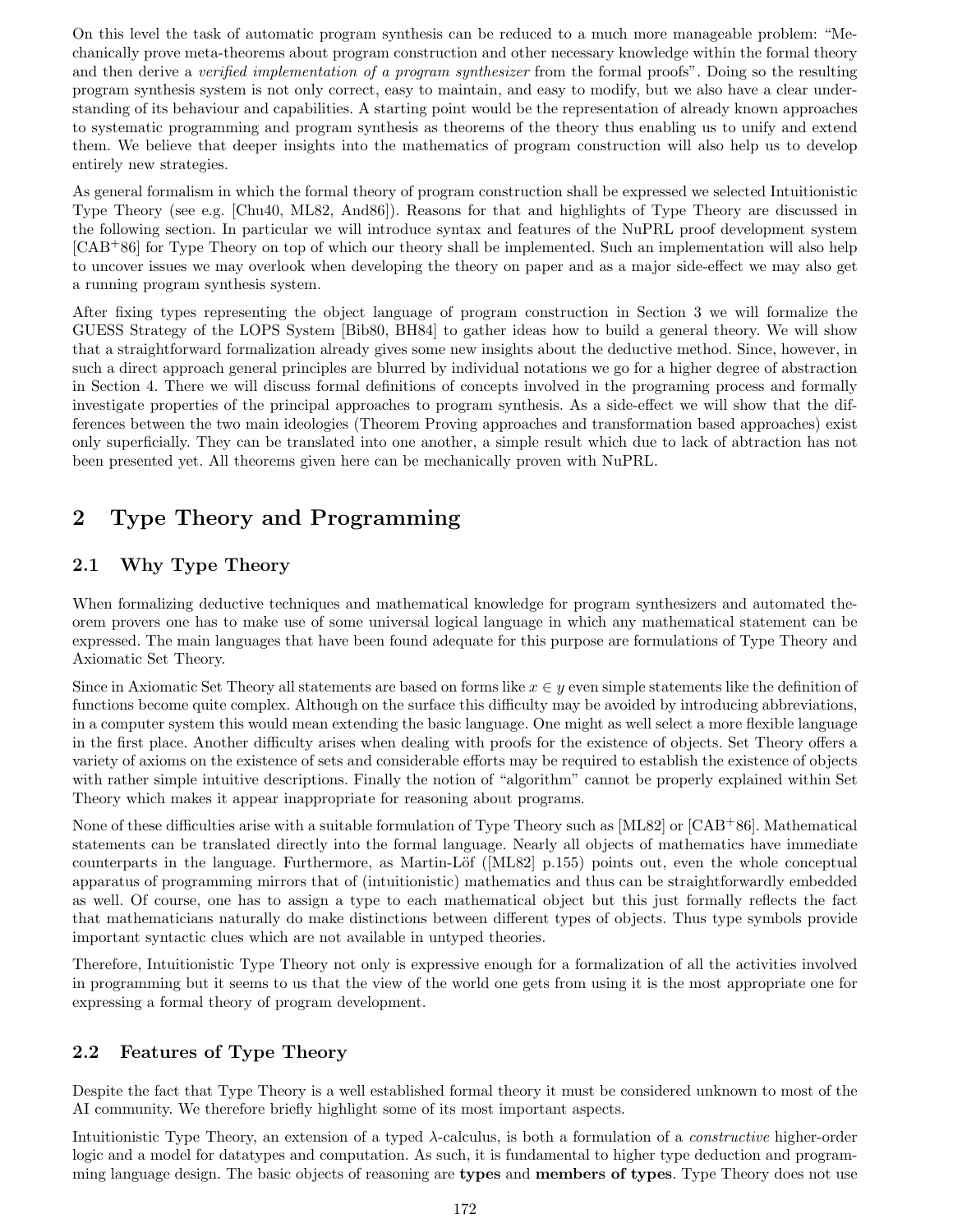On this level the task of automatic program synthesis can be reduced to a much more manageable problem: "Mechanically prove meta-theorems about program construction and other necessary knowledge within the formal theory and then derive a *verified implementation of a program synthesizer* from the formal proofs". Doing so the resulting program synthesis system is not only correct, easy to maintain, and easy to modify, but we also have a clear understanding of its behaviour and capabilities. A starting point would be the representation of already known approaches to systematic programming and program synthesis as theorems of the theory thus enabling us to unify and extend them. We believe that deeper insights into the mathematics of program construction will also help us to develop entirely new strategies.

As general formalism in which the formal theory of program construction shall be expressed we selected Intuitionistic Type Theory (see e.g. [Chu40, ML82, And86]). Reasons for that and highlights of Type Theory are discussed in the following section. In particular we will introduce syntax and features of the NuPRL proof development system [CAB+86] for Type Theory on top of which our theory shall be implemented. Such an implementation will also help to uncover issues we may overlook when developing the theory on paper and as a major side-effect we may also get a running program synthesis system.

After fixing types representing the object language of program construction in Section 3 we will formalize the GUESS Strategy of the LOPS System [Bib80, BH84] to gather ideas how to build a general theory. We will show that a straightforward formalization already gives some new insights about the deductive method. Since, however, in such a direct approach general principles are blurred by individual notations we go for a higher degree of abstraction in Section 4. There we will discuss formal definitions of concepts involved in the programing process and formally investigate properties of the principal approaches to program synthesis. As a side-effect we will show that the differences between the two main ideologies (Theorem Proving approaches and transformation based approaches) exist only superficially. They can be translated into one another, a simple result which due to lack of abtraction has not been presented yet. All theorems given here can be mechanically proven with NuPRL.

# 2 Type Theory and Programming

## 2.1 Why Type Theory

When formalizing deductive techniques and mathematical knowledge for program synthesizers and automated theorem provers one has to make use of some universal logical language in which any mathematical statement can be expressed. The main languages that have been found adequate for this purpose are formulations of Type Theory and Axiomatic Set Theory.

Since in Axiomatic Set Theory all statements are based on forms like $x \in y$ even simple statements like the definition of functions become quite complex. Although on the surface this difficulty may be avoided by introducing abbreviations, in a computer system this would mean extending the basic language. One might as well select a more flexible language in the first place. Another difficulty arises when dealing with proofs for the existence of objects. Set Theory offers a variety of axioms on the existence of sets and considerable efforts may be required to establish the existence of objects with rather simple intuitive descriptions. Finally the notion of "algorithm" cannot be properly explained within Set Theory which makes it appear inappropriate for reasoning about programs.

None of these difficulties arise with a suitable formulation of Type Theory such as [ML82] or [CAB+86]. Mathematical statements can be translated directly into the formal language. Nearly all objects of mathematics have immediate counterparts in the language. Furthermore, as Martin-Löf ([ML82] p.155) points out, even the whole conceptual apparatus of programming mirrors that of (intuitionistic) mathematics and thus can be straightforwardly embedded as well. Of course, one has to assign a type to each mathematical object but this just formally reflects the fact that mathematicians naturally do make distinctions between different types of objects. Thus type symbols provide important syntactic clues which are not available in untyped theories.

Therefore, Intuitionistic Type Theory not only is expressive enough for a formalization of all the activities involved in programming but it seems to us that the view of the world one gets from using it is the most appropriate one for expressing a formal theory of program development.

## 2.2 Features of Type Theory

Despite the fact that Type Theory is a well established formal theory it must be considered unknown to most of the AI community. We therefore briefly highlight some of its most important aspects.

Intuitionistic Type Theory, an extension of a typed $\lambda$-calculus, is both a formulation of a *constructive* higher-order logic and a model for datatypes and computation. As such, it is fundamental to higher type deduction and programming language design. The basic objects of reasoning are **types** and **members of types**. Type Theory does not use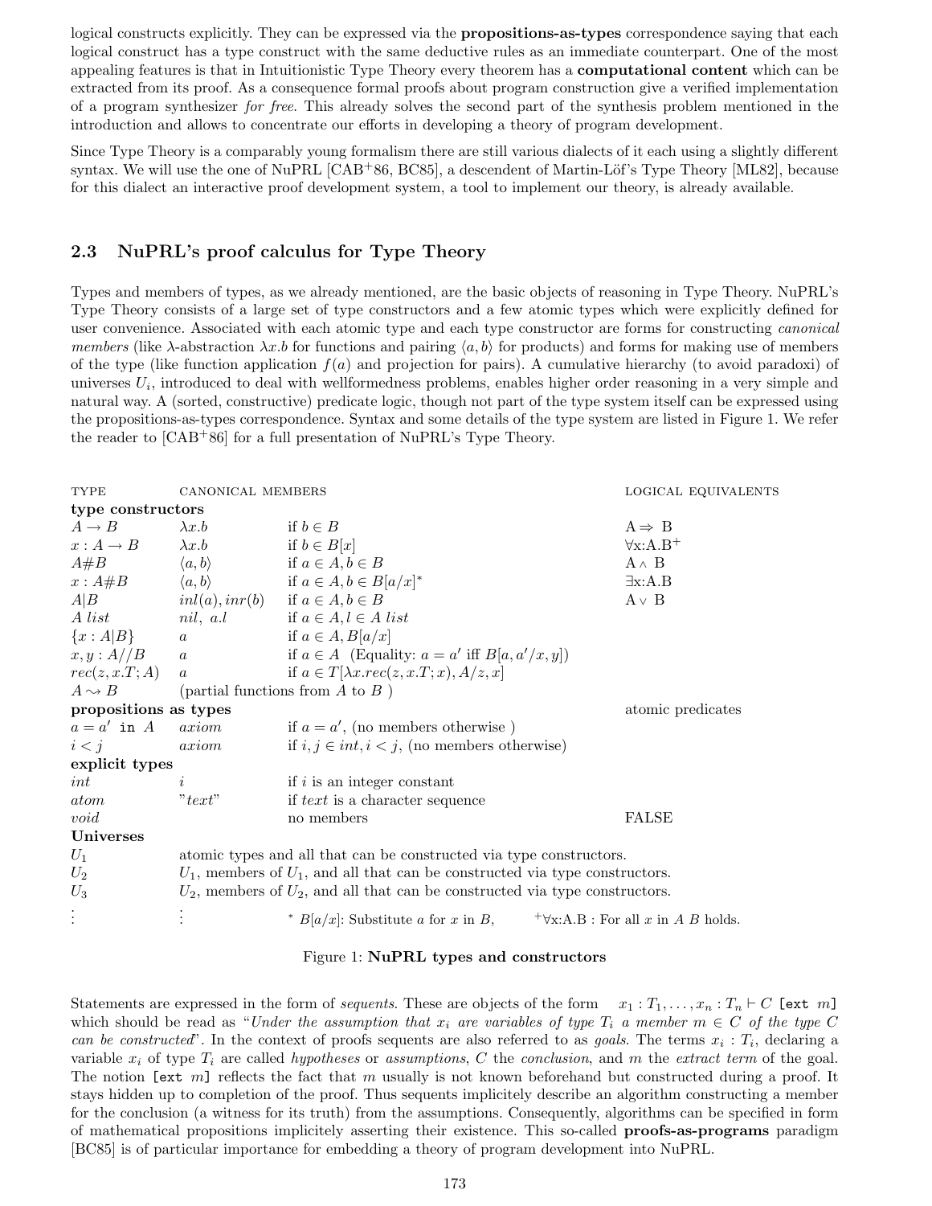logical constructs explicitly. They can be expressed via the **propositions-as-types** correspondence saying that each logical construct has a type construct with the same deductive rules as an immediate counterpart. One of the most appealing features is that in Intuitionistic Type Theory every theorem has a **computational content** which can be extracted from its proof. As a consequence formal proofs about program construction give a verified implementation of a program synthesizer *for free*. This already solves the second part of the synthesis problem mentioned in the introduction and allows to concentrate our efforts in developing a theory of program development.

Since Type Theory is a comparably young formalism there are still various dialects of it each using a slightly different syntax. We will use the one of NuPRL [CAB+86, BC85], a descendent of Martin-Löf's Type Theory [ML82], because for this dialect an interactive proof development system, a tool to implement our theory, is already available.

## 2.3 NuPRL's proof calculus for Type Theory

Types and members of types, as we already mentioned, are the basic objects of reasoning in Type Theory. NuPRL's Type Theory consists of a large set of type constructors and a few atomic types which were explicitly defined for user convenience. Associated with each atomic type and each type constructor are forms for constructing *canonical members* (like λ-abstraction $\lambda x.b$ for functions and pairing $\langle a,b\rangle$ for products) and forms for making use of members of the type (like function application $f(a)$ and projection for pairs). A cumulative hierarchy (to avoid paradoxi) of universes $U_i$, introduced to deal with wellformedness problems, enables higher order reasoning in a very simple and natural way. A (sorted, constructive) predicate logic, though not part of the type system itself can be expressed using the propositions-as-types correspondence. Syntax and some details of the type system are listed in Figure 1. We refer the reader to [CAB+86] for a full presentation of NuPRL's Type Theory.

| TYPE | CANONICAL MEMBERS | | LOGICAL EQUIVALENTS |
|---|---|---|---|
| **type constructors** | | | |
| $A \to B$ | $\lambda x.b$ | if $b \in B$ | $A \Rightarrow B$ |
| $x:A \to B$ | $\lambda x.b$ | if $b \in B[x]$ | $\forall x{:}A.B^{+}$ |
| $A\#B$ | $\langle a,b\rangle$ | if $a \in A, b \in B$ | $A \wedge B$ |
| $x:A\#B$ | $\langle a,b\rangle$ | if $a \in A, b \in B[a/x]^{*}$ | $\exists x{:}A.B$ |
| $A\|B$ | $inl(a), inr(b)$ | if $a \in A, b \in B$ | $A \vee B$ |
| $A\ list$ | $nil,\ a.l$ | if $a \in A, l \in A\ list$ | |
| $\{x:A\|B\}$ | $a$ | if $a \in A, B[a/x]$ | |
| $x,y:A//B$ | $a$ | if $a \in A$ (Equality: $a = a'$ iff $B[a,a'/x,y]$) | |
| $rec(z,x.T;A)$ | $a$ | if $a \in T[\lambda x.rec(z,x.T;x),A/z,x]$ | |
| $A \rightsquigarrow B$ | (partial functions from $A$ to $B$ ) | | |
| **propositions as types** | | | atomic predicates |
| $a = a'$ `in` $A$ | $axiom$ | if $a = a'$, (no members otherwise ) | |
| $i < j$ | $axiom$ | if $i,j \in int, i < j$, (no members otherwise) | |
| **explicit types** | | | |
| $int$ | $i$ | if $i$ is an integer constant | |
| $atom$ | "$text$" | if $text$ is a character sequence | |
| $void$ | | no members | FALSE |
| **Universes** | | | |
| $U_1$ | atomic types and all that can be constructed via type constructors. | | |
| $U_2$ | $U_1$, members of $U_1$, and all that can be constructed via type constructors. | | |
| $U_3$ | $U_2$, members of $U_2$, and all that can be constructed via type constructors. | | |
| ⋮ | ⋮ | $^{*}$ $B[a/x]$: Substitute $a$ for $x$ in $B$, | $^{+}\forall$x:A.B : For all $x$ in $A$ $B$ holds. |

Figure 1: **NuPRL types and constructors**

Statements are expressed in the form of *sequents*. These are objects of the form $x_1:T_1,\ldots,x_n:T_n \vdash C$ `[ext` $m$`]` which should be read as "*Under the assumption that $x_i$ are variables of type $T_i$ a member $m \in C$ of the type $C$ can be constructed*". In the context of proofs sequents are also referred to as *goals*. The terms $x_i : T_i$, declaring a variable $x_i$ of type $T_i$ are called *hypotheses* or *assumptions*, $C$ the *conclusion*, and $m$ the *extract term* of the goal. The notion `[ext` $m$`]` reflects the fact that $m$ usually is not known beforehand but constructed during a proof. It stays hidden up to completion of the proof. Thus sequents implicitely describe an algorithm constructing a member for the conclusion (a witness for its truth) from the assumptions. Consequently, algorithms can be specified in form of mathematical propositions implicitely asserting their existence. This so-called **proofs-as-programs** paradigm [BC85] is of particular importance for embedding a theory of program development into NuPRL.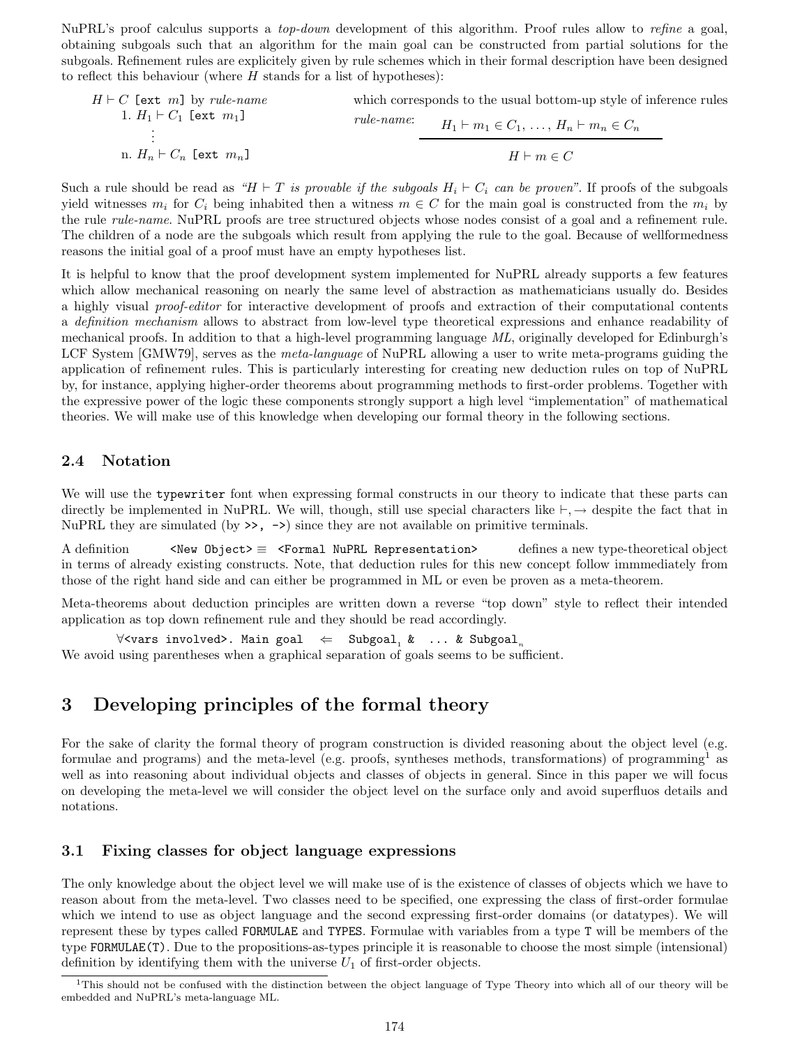NuPRL's proof calculus supports a *top-down* development of this algorithm. Proof rules allow to *refine* a goal, obtaining subgoals such that an algorithm for the main goal can be constructed from partial solutions for the subgoals. Refinement rules are explicitely given by rule schemes which in their formal description have been designed to reflect this behaviour (where $H$ stands for a list of hypotheses):

$H \vdash C$ `[ext` $m$`]` by *rule-name*
  1. $H_1 \vdash C_1$ `[ext` $m_1$`]`
  $\vdots$
  n. $H_n \vdash C_n$ `[ext` $m_n$`]`

which corresponds to the usual bottom-up style of inference rules

*rule-name*: $$\frac{H_1 \vdash m_1 \in C_1, \ldots, H_n \vdash m_n \in C_n}{H \vdash m \in C}$$

Such a rule should be read as *"$H \vdash T$ is provable if the subgoals $H_i \vdash C_i$ can be proven"*. If proofs of the subgoals yield witnesses $m_i$ for $C_i$ being inhabited then a witness $m \in C$ for the main goal is constructed from the $m_i$ by the rule *rule-name*. NuPRL proofs are tree structured objects whose nodes consist of a goal and a refinement rule. The children of a node are the subgoals which result from applying the rule to the goal. Because of wellformedness reasons the initial goal of a proof must have an empty hypotheses list.

It is helpful to know that the proof development system implemented for NuPRL already supports a few features which allow mechanical reasoning on nearly the same level of abstraction as mathematicians usually do. Besides a highly visual *proof-editor* for interactive development of proofs and extraction of their computational contents a *definition mechanism* allows to abstract from low-level type theoretical expressions and enhance readability of mechanical proofs. In addition to that a high-level programming language *ML*, originally developed for Edinburgh's LCF System [GMW79], serves as the *meta-language* of NuPRL allowing a user to write meta-programs guiding the application of refinement rules. This is particularly interesting for creating new deduction rules on top of NuPRL by, for instance, applying higher-order theorems about programming methods to first-order problems. Together with the expressive power of the logic these components strongly support a high level "implementation" of mathematical theories. We will make use of this knowledge when developing our formal theory in the following sections.

### 2.4 Notation

We will use the `typewriter` font when expressing formal constructs in our theory to indicate that these parts can directly be implemented in NuPRL. We will, though, still use special characters like $\vdash, \rightarrow$ despite the fact that in NuPRL they are simulated (by `>>`, `->`) since they are not available on primitive terminals.

A definition `<New Object>` $\equiv$ `<Formal NuPRL Representation>` defines a new type-theoretical object in terms of already existing constructs. Note, that deduction rules for this new concept follow immmediately from those of the right hand side and can either be programmed in ML or even be proven as a meta-theorem.

Meta-theorems about deduction principles are written down a reverse "top down" style to reflect their intended application as top down refinement rule and they should be read accordingly.

  $\forall$`<vars involved>. Main goal` $\Leftarrow$ `Subgoal`$_1$ `& ... & Subgoal`$_n$

We avoid using parentheses when a graphical separation of goals seems to be sufficient.

## 3 Developing principles of the formal theory

For the sake of clarity the formal theory of program construction is divided reasoning about the object level (e.g. formulae and programs) and the meta-level (e.g. proofs, syntheses methods, transformations) of programming[1] as well as into reasoning about individual objects and classes of objects in general. Since in this paper we will focus on developing the meta-level we will consider the object level on the surface only and avoid superfluos details and notations.

### 3.1 Fixing classes for object language expressions

The only knowledge about the object level we will make use of is the existence of classes of objects which we have to reason about from the meta-level. Two classes need to be specified, one expressing the class of first-order formulae which we intend to use as object language and the second expressing first-order domains (or datatypes). We will represent these by types called `FORMULAE` and `TYPES`. Formulae with variables from a type `T` will be members of the type `FORMULAE(T)`. Due to the propositions-as-types principle it is reasonable to choose the most simple (intensional) definition by identifying them with the universe $U_1$ of first-order objects.

[1] This should not be confused with the distinction between the object language of Type Theory into which all of our theory will be embedded and NuPRL's meta-language ML.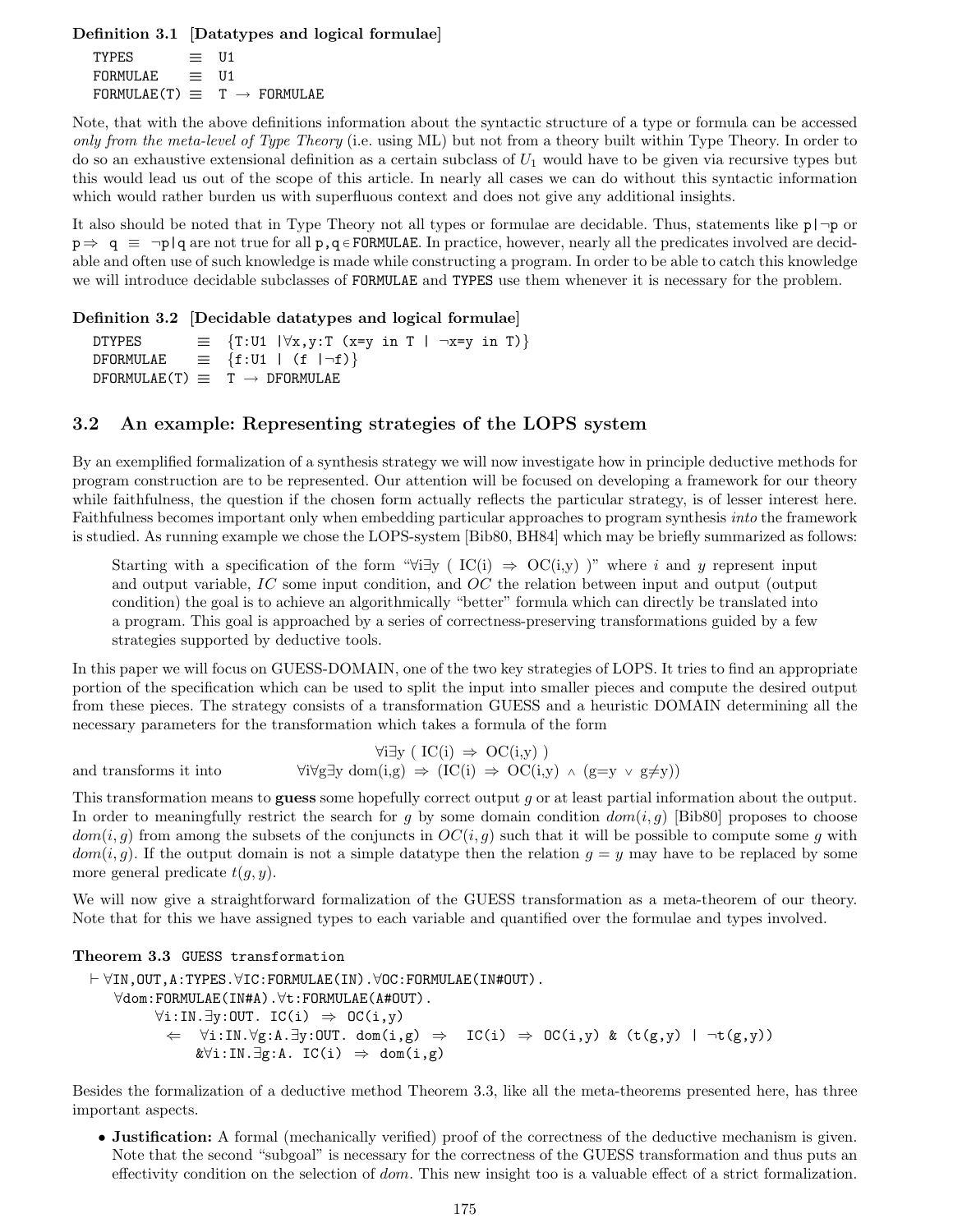**Definition 3.1 [Datatypes and logical formulae]**

```
TYPES        ≡  U1
FORMULAE     ≡  U1
FORMULAE(T)  ≡  T → FORMULAE
```

Note, that with the above definitions information about the syntactic structure of a type or formula can be accessed *only from the meta-level of Type Theory* (i.e. using ML) but not from a theory built within Type Theory. In order to do so an exhaustive extensional definition as a certain subclass of $U_1$ would have to be given via recursive types but this would lead us out of the scope of this article. In nearly all cases we can do without this syntactic information which would rather burden us with superfluous context and does not give any additional insights.

It also should be noted that in Type Theory not all types or formulae are decidable. Thus, statements like `p|¬p` or `p⇒ q ≡ ¬p|q` are not true for all `p,q∈FORMULAE`. In practice, however, nearly all the predicates involved are decidable and often use of such knowledge is made while constructing a program. In order to be able to catch this knowledge we will introduce decidable subclasses of `FORMULAE` and `TYPES` use them whenever it is necessary for the problem.

**Definition 3.2 [Decidable datatypes and logical formulae]**

```
DTYPES        ≡  {T:U1 |∀x,y:T (x=y in T | ¬x=y in T)}
DFORMULAE     ≡  {f:U1 | (f |¬f)}
DFORMULAE(T)  ≡  T → DFORMULAE
```

## 3.2 An example: Representing strategies of the LOPS system

By an exemplified formalization of a synthesis strategy we will now investigate how in principle deductive methods for program construction are to be represented. Our attention will be focused on developing a framework for our theory while faithfulness, the question if the chosen form actually reflects the particular strategy, is of lesser interest here. Faithfulness becomes important only when embedding particular approaches to program synthesis *into* the framework is studied. As running example we chose the LOPS-system [Bib80, BH84] which may be briefly summarized as follows:

> Starting with a specification of the form "∀i∃y ( IC(i) ⇒ OC(i,y) )" where $i$ and $y$ represent input and output variable, $IC$ some input condition, and $OC$ the relation between input and output (output condition) the goal is to achieve an algorithmically "better" formula which can directly be translated into a program. This goal is approached by a series of correctness-preserving transformations guided by a few strategies supported by deductive tools.

In this paper we will focus on GUESS-DOMAIN, one of the two key strategies of LOPS. It tries to find an appropriate portion of the specification which can be used to split the input into smaller pieces and compute the desired output from these pieces. The strategy consists of a transformation GUESS and a heuristic DOMAIN determining all the necessary parameters for the transformation which takes a formula of the form

∀i∃y ( IC(i) ⇒ OC(i,y) )

and transforms it into ∀i∀g∃y dom(i,g) ⇒ (IC(i) ⇒ OC(i,y) ∧ (g=y ∨ g≠y))

This transformation means to **guess** some hopefully correct output $g$ or at least partial information about the output. In order to meaningfully restrict the search for $g$ by some domain condition $dom(i, g)$ [Bib80] proposes to choose $dom(i, g)$ from among the subsets of the conjuncts in $OC(i, g)$ such that it will be possible to compute some $g$ with $dom(i, g)$. If the output domain is not a simple datatype then the relation $g = y$ may have to be replaced by some more general predicate $t(g, y)$.

We will now give a straightforward formalization of the GUESS transformation as a meta-theorem of our theory. Note that for this we have assigned types to each variable and quantified over the formulae and types involved.

**Theorem 3.3** `GUESS transformation`

```
⊢ ∀IN,OUT,A:TYPES.∀IC:FORMULAE(IN).∀OC:FORMULAE(IN#OUT).
    ∀dom:FORMULAE(IN#A).∀t:FORMULAE(A#OUT).
        ∀i:IN.∃y:OUT. IC(i) ⇒ OC(i,y)
          ⇐  ∀i:IN.∀g:A.∃y:OUT. dom(i,g) ⇒  IC(i) ⇒ OC(i,y) & (t(g,y) | ¬t(g,y))
             &∀i:IN.∃g:A. IC(i) ⇒ dom(i,g)
```

Besides the formalization of a deductive method Theorem 3.3, like all the meta-theorems presented here, has three important aspects.

- **Justification:** A formal (mechanically verified) proof of the correctness of the deductive mechanism is given. Note that the second "subgoal" is necessary for the correctness of the GUESS transformation and thus puts an effectivity condition on the selection of *dom*. This new insight too is a valuable effect of a strict formalization.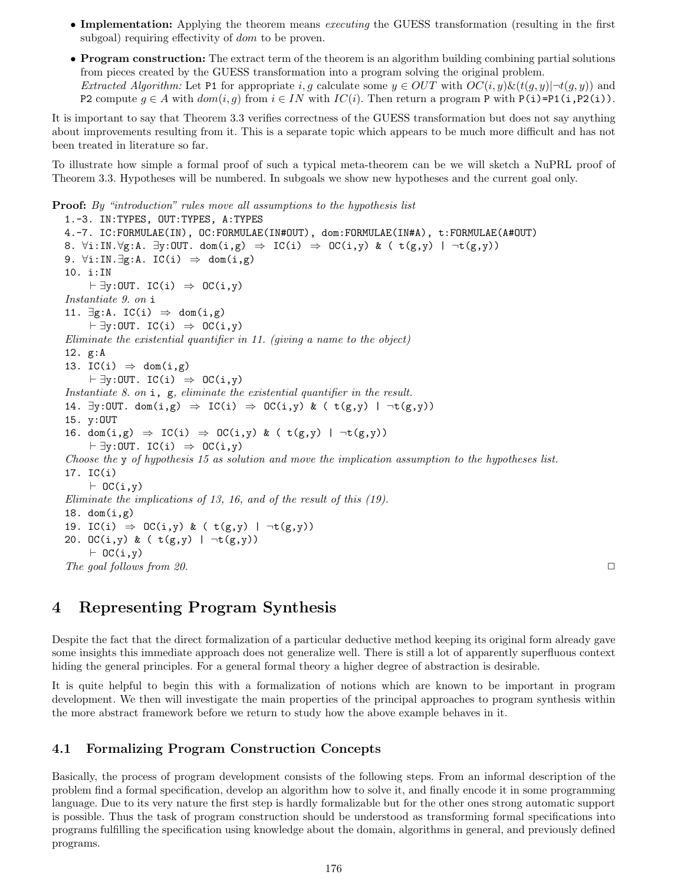- **Implementation:** Applying the theorem means *executing* the GUESS transformation (resulting in the first subgoal) requiring effectivity of *dom* to be proven.
- **Program construction:** The extract term of the theorem is an algorithm building combining partial solutions from pieces created by the GUESS transformation into a program solving the original problem.
  *Extracted Algorithm:* Let `P1` for appropriate $i, g$ calculate some $y \in OUT$ with $OC(i,y)\&(t(g,y)|\neg t(g,y))$ and `P2` compute $g \in A$ with $dom(i,g)$ from $i \in IN$ with $IC(i)$. Then return a program `P` with `P(i)=P1(i,P2(i))`.

It is important to say that Theorem 3.3 verifies correctness of the GUESS transformation but does not say anything about improvements resulting from it. This is a separate topic which appears to be much more difficult and has not been treated in literature so far.

To illustrate how simple a formal proof of such a typical meta-theorem can be we will sketch a NuPRL proof of Theorem 3.3. Hypotheses will be numbered. In subgoals we show new hypotheses and the current goal only.

**Proof:** *By "introduction" rules move all assumptions to the hypothesis list*

```
1.-3. IN:TYPES, OUT:TYPES, A:TYPES
4.-7. IC:FORMULAE(IN), OC:FORMULAE(IN#OUT), dom:FORMULAE(IN#A), t:FORMULAE(A#OUT)
8. ∀i:IN.∀g:A. ∃y:OUT. dom(i,g) ⇒ IC(i) ⇒ OC(i,y) & ( t(g,y) | ¬t(g,y))
9. ∀i:IN.∃g:A. IC(i) ⇒ dom(i,g)
10. i:IN
    ⊢ ∃y:OUT. IC(i) ⇒ OC(i,y)
```

*Instantiate 9. on* `i`

```
11. ∃g:A. IC(i) ⇒ dom(i,g)
    ⊢ ∃y:OUT. IC(i) ⇒ OC(i,y)
```

*Eliminate the existential quantifier in 11. (giving a name to the object)*

```
12. g:A
13. IC(i) ⇒ dom(i,g)
    ⊢ ∃y:OUT. IC(i) ⇒ OC(i,y)
```

*Instantiate 8. on* `i, g`*, eliminate the existential quantifier in the result.*

```
14. ∃y:OUT. dom(i,g) ⇒ IC(i) ⇒ OC(i,y) & ( t(g,y) | ¬t(g,y))
15. y:OUT
16. dom(i,g) ⇒ IC(i) ⇒ OC(i,y) & ( t(g,y) | ¬t(g,y))
    ⊢ ∃y:OUT. IC(i) ⇒ OC(i,y)
```

*Choose the* `y` *of hypothesis 15 as solution and move the implication assumption to the hypotheses list.*

```
17. IC(i)
    ⊢ OC(i,y)
```

*Eliminate the implications of 13, 16, and of the result of this (19).*

```
18. dom(i,g)
19. IC(i) ⇒ OC(i,y) & ( t(g,y) | ¬t(g,y))
20. OC(i,y) & ( t(g,y) | ¬t(g,y))
    ⊢ OC(i,y)
```

*The goal follows from 20.* □

# 4 Representing Program Synthesis

Despite the fact that the direct formalization of a particular deductive method keeping its original form already gave some insights this immediate approach does not generalize well. There is still a lot of apparently superfluous context hiding the general principles. For a general formal theory a higher degree of abstraction is desirable.

It is quite helpful to begin this with a formalization of notions which are known to be important in program development. We then will investigate the main properties of the principal approaches to program synthesis within the more abstract framework before we return to study how the above example behaves in it.

## 4.1 Formalizing Program Construction Concepts

Basically, the process of program development consists of the following steps. From an informal description of the problem find a formal specification, develop an algorithm how to solve it, and finally encode it in some programming language. Due to its very nature the first step is hardly formalizable but for the other ones strong automatic support is possible. Thus the task of program construction should be understood as transforming formal specifications into programs fulfilling the specification using knowledge about the domain, algorithms in general, and previously defined programs.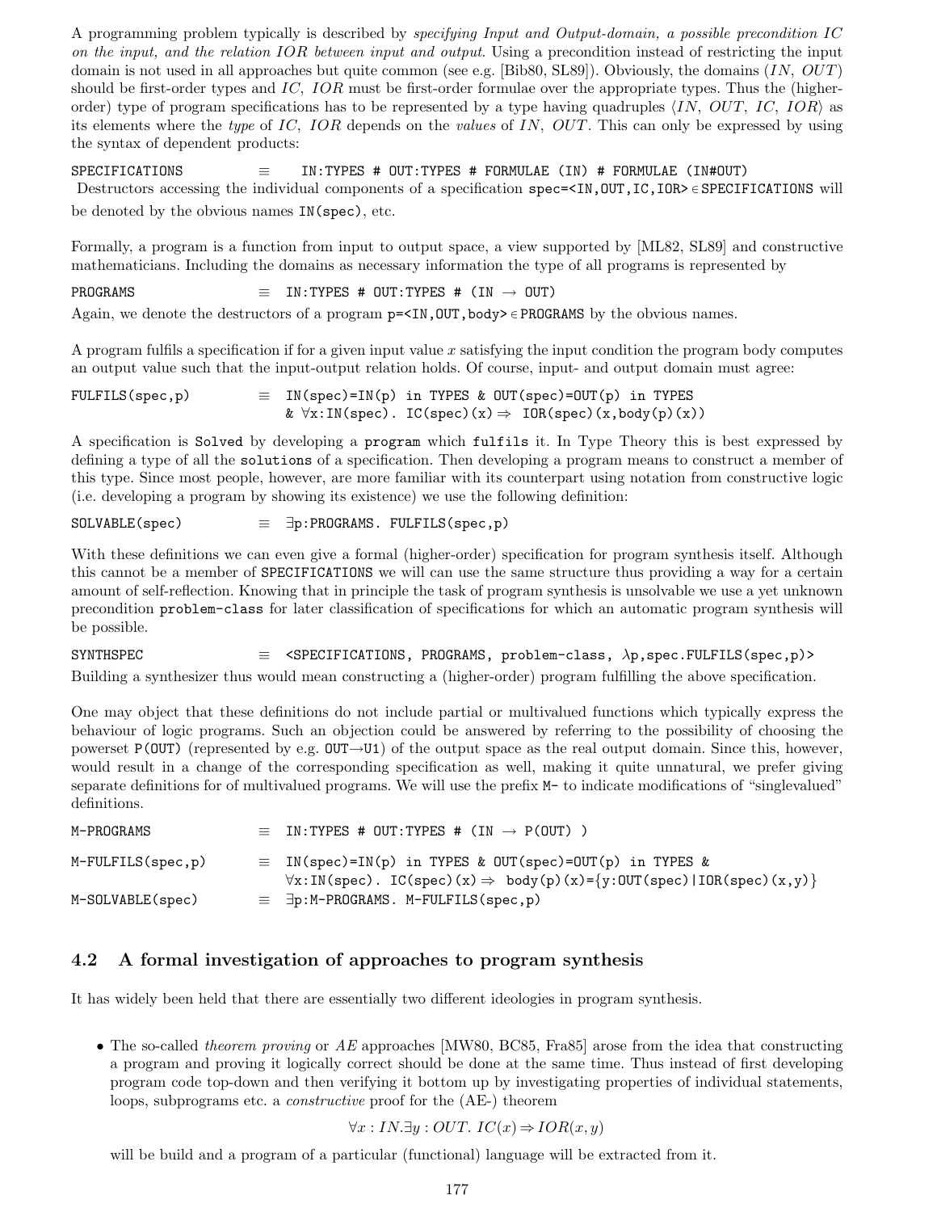A programming problem typically is described by *specifying Input and Output-domain, a possible precondition IC on the input, and the relation IOR between input and output*. Using a precondition instead of restricting the input domain is not used in all approaches but quite common (see e.g. [Bib80, SL89]). Obviously, the domains ($IN$, $OUT$) should be first-order types and $IC$, $IOR$ must be first-order formulae over the appropriate types. Thus the (higher-order) type of program specifications has to be represented by a type having quadruples $\langle IN, OUT, IC, IOR\rangle$ as its elements where the *type* of $IC$, $IOR$ depends on the *values* of $IN$, $OUT$. This can only be expressed by using the syntax of dependent products:

```
SPECIFICATIONS       ≡    IN:TYPES # OUT:TYPES # FORMULAE (IN) # FORMULAE (IN#OUT)
```

Destructors accessing the individual components of a specification `spec=<IN,OUT,IC,IOR>` ∈ `SPECIFICATIONS` will be denoted by the obvious names `IN(spec)`, etc.

Formally, a program is a function from input to output space, a view supported by [ML82, SL89] and constructive mathematicians. Including the domains as necessary information the type of all programs is represented by

```
PROGRAMS             ≡  IN:TYPES # OUT:TYPES # (IN → OUT)
```

Again, we denote the destructors of a program `p=<IN,OUT,body>` ∈ `PROGRAMS` by the obvious names.

A program fulfils a specification if for a given input value $x$ satisfying the input condition the program body computes an output value such that the input-output relation holds. Of course, input- and output domain must agree:

```
FULFILS(spec,p)      ≡  IN(spec)=IN(p) in TYPES & OUT(spec)=OUT(p) in TYPES
                        & ∀x:IN(spec). IC(spec)(x) ⇒  IOR(spec)(x,body(p)(x))
```

A specification is `Solved` by developing a `program` which `fulfils` it. In Type Theory this is best expressed by defining a type of all the `solutions` of a specification. Then developing a program means to construct a member of this type. Since most people, however, are more familiar with its counterpart using notation from constructive logic (i.e. developing a program by showing its existence) we use the following definition:

```
SOLVABLE(spec)       ≡  ∃p:PROGRAMS. FULFILS(spec,p)
```

With these definitions we can even give a formal (higher-order) specification for program synthesis itself. Although this cannot be a member of `SPECIFICATIONS` we will can use the same structure thus providing a way for a certain amount of self-reflection. Knowing that in principle the task of program synthesis is unsolvable we use a yet unknown precondition `problem-class` for later classification of specifications for which an automatic program synthesis will be possible.

```
SYNTHSPEC            ≡  <SPECIFICATIONS, PROGRAMS, problem-class, λp,spec.FULFILS(spec,p)>
```

Building a synthesizer thus would mean constructing a (higher-order) program fulfilling the above specification.

One may object that these definitions do not include partial or multivalued functions which typically express the behaviour of logic programs. Such an objection could be answered by referring to the possibility of choosing the powerset `P(OUT)` (represented by e.g. `OUT→U1`) of the output space as the real output domain. Since this, however, would result in a change of the corresponding specification as well, making it quite unnatural, we prefer giving separate definitions for of multivalued programs. We will use the prefix `M-` to indicate modifications of "singlevalued" definitions.

```
M-PROGRAMS           ≡  IN:TYPES # OUT:TYPES # (IN → P(OUT) )

M-FULFILS(spec,p)    ≡  IN(spec)=IN(p) in TYPES & OUT(spec)=OUT(p) in TYPES &
                        ∀x:IN(spec). IC(spec)(x) ⇒  body(p)(x)={y:OUT(spec)|IOR(spec)(x,y)}
M-SOLVABLE(spec)     ≡  ∃p:M-PROGRAMS. M-FULFILS(spec,p)
```

## 4.2 A formal investigation of approaches to program synthesis

It has widely been held that there are essentially two different ideologies in program synthesis.

- The so-called *theorem proving* or *AE* approaches [MW80, BC85, Fra85] arose from the idea that constructing a program and proving it logically correct should be done at the same time. Thus instead of first developing program code top-down and then verifying it bottom up by investigating properties of individual statements, loops, subprograms etc. a *constructive* proof for the (AE-) theorem

$$\forall x : IN.\exists y : OUT.\ IC(x) \Rightarrow IOR(x, y)$$

will be build and a program of a particular (functional) language will be extracted from it.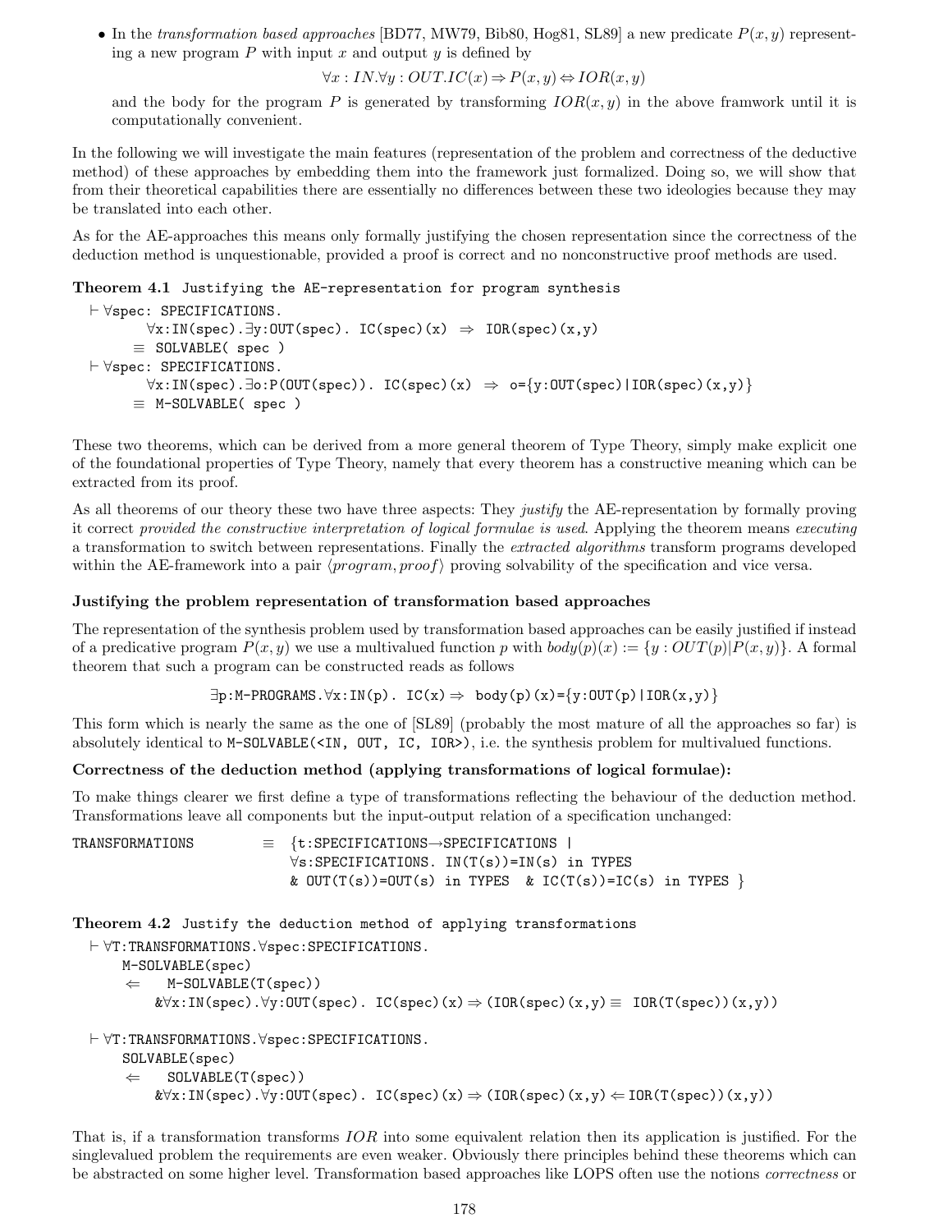- In the *transformation based approaches* [BD77, MW79, Bib80, Hog81, SL89] a new predicate $P(x,y)$ representing a new program $P$ with input $x$ and output $y$ is defined by

$$\forall x:IN.\forall y:OUT.IC(x) \Rightarrow P(x,y) \Leftrightarrow IOR(x,y)$$

and the body for the program $P$ is generated by transforming $IOR(x,y)$ in the above framwork until it is computationally convenient.

In the following we will investigate the main features (representation of the problem and correctness of the deductive method) of these approaches by embedding them into the framework just formalized. Doing so, we will show that from their theoretical capabilities there are essentially no differences between these two ideologies because they may be translated into each other.

As for the AE-approaches this means only formally justifying the chosen representation since the correctness of the deduction method is unquestionable, provided a proof is correct and no nonconstructive proof methods are used.

**Theorem 4.1** `Justifying the AE-representation for program synthesis`

```
⊢ ∀spec: SPECIFICATIONS.
       ∀x:IN(spec).∃y:OUT(spec). IC(spec)(x)  ⇒  IOR(spec)(x,y)
      ≡  SOLVABLE( spec )
⊢ ∀spec: SPECIFICATIONS.
       ∀x:IN(spec).∃o:P(OUT(spec)). IC(spec)(x)  ⇒  o={y:OUT(spec)|IOR(spec)(x,y)}
      ≡  M-SOLVABLE( spec )
```

These two theorems, which can be derived from a more general theorem of Type Theory, simply make explicit one of the foundational properties of Type Theory, namely that every theorem has a constructive meaning which can be extracted from its proof.

As all theorems of our theory these two have three aspects: They *justify* the AE-representation by formally proving it correct *provided the constructive interpretation of logical formulae is used*. Applying the theorem means *executing* a transformation to switch between representations. Finally the *extracted algorithms* transform programs developed within the AE-framework into a pair $\langle program, proof\rangle$ proving solvability of the specification and vice versa.

**Justifying the problem representation of transformation based approaches**

The representation of the synthesis problem used by transformation based approaches can be easily justified if instead of a predicative program $P(x,y)$ we use a multivalued function $p$ with $body(p)(x) := \{y:OUT(p)|P(x,y)\}$. A formal theorem that such a program can be constructed reads as follows

```
∃p:M-PROGRAMS.∀x:IN(p). IC(x) ⇒ body(p)(x)={y:OUT(p)|IOR(x,y)}
```

This form which is nearly the same as the one of [SL89] (probably the most mature of all the approaches so far) is absolutely identical to `M-SOLVABLE(<IN, OUT, IC, IOR>)`, i.e. the synthesis problem for multivalued functions.

**Correctness of the deduction method (applying transformations of logical formulae):**

To make things clearer we first define a type of transformations reflecting the behaviour of the deduction method. Transformations leave all components but the input-output relation of a specification unchanged:

```
TRANSFORMATIONS        ≡  {t:SPECIFICATIONS→SPECIFICATIONS |
                           ∀s:SPECIFICATIONS. IN(T(s))=IN(s) in TYPES
                           & OUT(T(s))=OUT(s) in TYPES  & IC(T(s))=IC(s) in TYPES }
```

**Theorem 4.2** `Justify the deduction method of applying transformations`

```
⊢ ∀T:TRANSFORMATIONS.∀spec:SPECIFICATIONS.
    M-SOLVABLE(spec)
    ⇐    M-SOLVABLE(T(spec))
        &∀x:IN(spec).∀y:OUT(spec). IC(spec)(x) ⇒ (IOR(spec)(x,y) ≡  IOR(T(spec))(x,y))

⊢ ∀T:TRANSFORMATIONS.∀spec:SPECIFICATIONS.
    SOLVABLE(spec)
    ⇐    SOLVABLE(T(spec))
        &∀x:IN(spec).∀y:OUT(spec). IC(spec)(x) ⇒ (IOR(spec)(x,y) ⇐ IOR(T(spec))(x,y))
```

That is, if a transformation transforms $IOR$ into some equivalent relation then its application is justified. For the singlevalued problem the requirements are even weaker. Obviously there principles behind these theorems which can be abstracted on some higher level. Transformation based approaches like LOPS often use the notions *correctness* or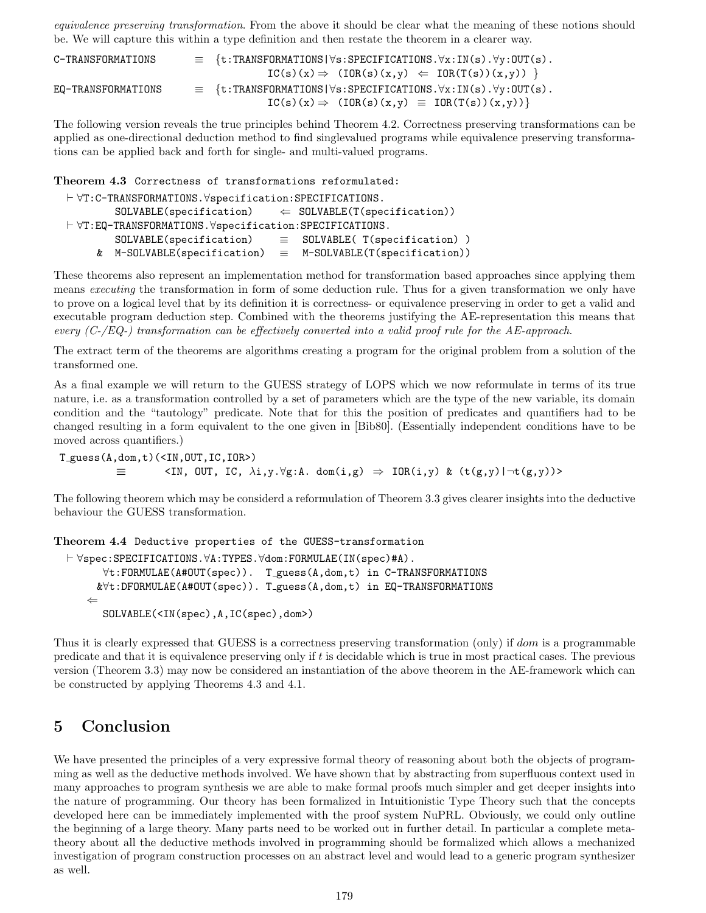*equivalence preserving transformation*. From the above it should be clear what the meaning of these notions should be. We will capture this within a type definition and then restate the theorem in a clearer way.

```
C-TRANSFORMATIONS    ≡  {t:TRANSFORMATIONS|∀s:SPECIFICATIONS.∀x:IN(s).∀y:OUT(s).
                              IC(s)(x) ⇒  (IOR(s)(x,y)  ⇐  IOR(T(s))(x,y)) }
EQ-TRANSFORMATIONS   ≡  {t:TRANSFORMATIONS|∀s:SPECIFICATIONS.∀x:IN(s).∀y:OUT(s).
                              IC(s)(x) ⇒  (IOR(s)(x,y)  ≡  IOR(T(s))(x,y))}
```

The following version reveals the true principles behind Theorem 4.2. Correctness preserving transformations can be applied as one-directional deduction method to find singlevalued programs while equivalence preserving transformations can be applied back and forth for single- and multi-valued programs.

**Theorem 4.3** `Correctness of transformations reformulated:`

```
⊢ ∀T:C-TRANSFORMATIONS.∀specification:SPECIFICATIONS.
        SOLVABLE(specification)     ⇐  SOLVABLE(T(specification))
⊢ ∀T:EQ-TRANSFORMATIONS.∀specification:SPECIFICATIONS.
        SOLVABLE(specification)     ≡  SOLVABLE( T(specification) )
      & M-SOLVABLE(specification)   ≡  M-SOLVABLE(T(specification))
```

These theorems also represent an implementation method for transformation based approaches since applying them means *executing* the transformation in form of some deduction rule. Thus for a given transformation we only have to prove on a logical level that by its definition it is correctness- or equivalence preserving in order to get a valid and executable program deduction step. Combined with the theorems justifying the AE-representation this means that *every (C-/EQ-) transformation can be effectively converted into a valid proof rule for the AE-approach*.

The extract term of the theorems are algorithms creating a program for the original problem from a solution of the transformed one.

As a final example we will return to the GUESS strategy of LOPS which we now reformulate in terms of its true nature, i.e. as a transformation controlled by a set of parameters which are the type of the new variable, its domain condition and the "tautology" predicate. Note that for this the position of predicates and quantifiers had to be changed resulting in a form equivalent to the one given in [Bib80]. (Essentially independent conditions have to be moved across quantifiers.)

```
T_guess(A,dom,t)(<IN,OUT,IC,IOR>)
        ≡       <IN, OUT, IC, λi,y.∀g:A. dom(i,g)  ⇒  IOR(i,y) & (t(g,y)|¬t(g,y))>
```

The following theorem which may be considerd a reformulation of Theorem 3.3 gives clearer insights into the deductive behaviour the GUESS transformation.

**Theorem 4.4** `Deductive properties of the GUESS-transformation`

```
⊢ ∀spec:SPECIFICATIONS.∀A:TYPES.∀dom:FORMULAE(IN(spec)#A).
      ∀t:FORMULAE(A#OUT(spec)).  T_guess(A,dom,t) in C-TRANSFORMATIONS
     &∀t:DFORMULAE(A#OUT(spec)). T_guess(A,dom,t) in EQ-TRANSFORMATIONS
   ⇐
      SOLVABLE(<IN(spec),A,IC(spec),dom>)
```

Thus it is clearly expressed that GUESS is a correctness preserving transformation (only) if *dom* is a programmable predicate and that it is equivalence preserving only if $t$ is decidable which is true in most practical cases. The previous version (Theorem 3.3) may now be considered an instantiation of the above theorem in the AE-framework which can be constructed by applying Theorems 4.3 and 4.1.

## 5 Conclusion

We have presented the principles of a very expressive formal theory of reasoning about both the objects of programming as well as the deductive methods involved. We have shown that by abstracting from superfluous context used in many approaches to program synthesis we are able to make formal proofs much simpler and get deeper insights into the nature of programming. Our theory has been formalized in Intuitionistic Type Theory such that the concepts developed here can be immediately implemented with the proof system NuPRL. Obviously, we could only outline the beginning of a large theory. Many parts need to be worked out in further detail. In particular a complete meta-theory about all the deductive methods involved in programming should be formalized which allows a mechanized investigation of program construction processes on an abstract level and would lead to a generic program synthesizer as well.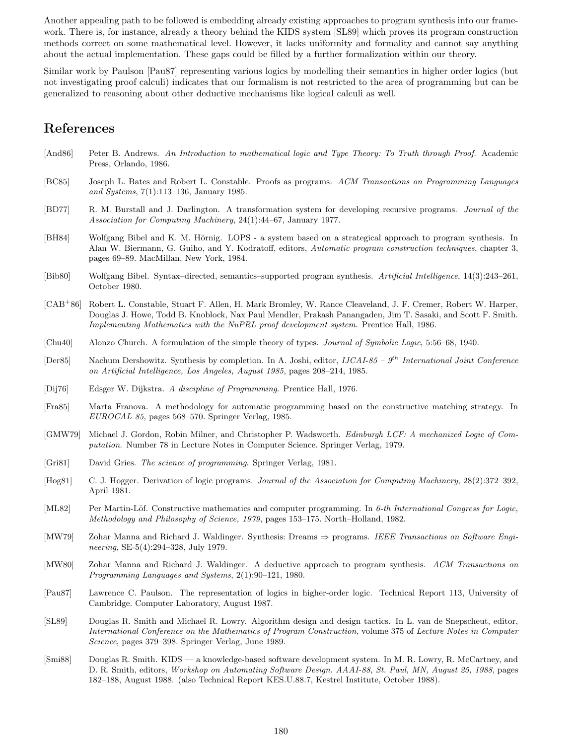Another appealing path to be followed is embedding already existing approaches to program synthesis into our framework. There is, for instance, already a theory behind the KIDS system [SL89] which proves its program construction methods correct on some mathematical level. However, it lacks uniformity and formality and cannot say anything about the actual implementation. These gaps could be filled by a further formalization within our theory.

Similar work by Paulson [Pau87] representing various logics by modelling their semantics in higher order logics (but not investigating proof calculi) indicates that our formalism is not restricted to the area of programming but can be generalized to reasoning about other deductive mechanisms like logical calculi as well.

## References

[And86] Peter B. Andrews. *An Introduction to mathematical logic and Type Theory: To Truth through Proof*. Academic Press, Orlando, 1986.

[BC85] Joseph L. Bates and Robert L. Constable. Proofs as programs. *ACM Transactions on Programming Languages and Systems*, 7(1):113–136, January 1985.

[BD77] R. M. Burstall and J. Darlington. A transformation system for developing recursive programs. *Journal of the Association for Computing Machinery*, 24(1):44–67, January 1977.

[BH84] Wolfgang Bibel and K. M. Hörnig. LOPS - a system based on a strategical approach to program synthesis. In Alan W. Biermann, G. Guiho, and Y. Kodratoff, editors, *Automatic program construction techniques*, chapter 3, pages 69–89. MacMillan, New York, 1984.

[Bib80] Wolfgang Bibel. Syntax–directed, semantics–supported program synthesis. *Artificial Intelligence*, 14(3):243–261, October 1980.

[CAB+86] Robert L. Constable, Stuart F. Allen, H. Mark Bromley, W. Rance Cleaveland, J. F. Cremer, Robert W. Harper, Douglas J. Howe, Todd B. Knoblock, Nax Paul Mendler, Prakash Panangaden, Jim T. Sasaki, and Scott F. Smith. *Implementing Mathematics with the NuPRL proof development system*. Prentice Hall, 1986.

[Chu40] Alonzo Church. A formulation of the simple theory of types. *Journal of Symbolic Logic*, 5:56–68, 1940.

[Der85] Nachum Dershowitz. Synthesis by completion. In A. Joshi, editor, *IJCAI-85 – 9th International Joint Conference on Artificial Intelligence, Los Angeles, August 1985*, pages 208–214, 1985.

[Dij76] Edsger W. Dijkstra. *A discipline of Programming*. Prentice Hall, 1976.

[Fra85] Marta Franova. A methodology for automatic programming based on the constructive matching strategy. In *EUROCAL 85*, pages 568–570. Springer Verlag, 1985.

[GMW79] Michael J. Gordon, Robin Milner, and Christopher P. Wadsworth. *Edinburgh LCF: A mechanized Logic of Computation*. Number 78 in Lecture Notes in Computer Science. Springer Verlag, 1979.

[Gri81] David Gries. *The science of programming*. Springer Verlag, 1981.

[Hog81] C. J. Hogger. Derivation of logic programs. *Journal of the Association for Computing Machinery*, 28(2):372–392, April 1981.

[ML82] Per Martin-Löf. Constructive mathematics and computer programming. In *6-th International Congress for Logic, Methodology and Philosophy of Science, 1979*, pages 153–175. North–Holland, 1982.

[MW79] Zohar Manna and Richard J. Waldinger. Synthesis: Dreams ⇒ programs. *IEEE Transactions on Software Engineering*, SE-5(4):294–328, July 1979.

[MW80] Zohar Manna and Richard J. Waldinger. A deductive approach to program synthesis. *ACM Transactions on Programming Languages and Systems*, 2(1):90–121, 1980.

[Pau87] Lawrence C. Paulson. The representation of logics in higher-order logic. Technical Report 113, University of Cambridge. Computer Laboratory, August 1987.

[SL89] Douglas R. Smith and Michael R. Lowry. Algorithm design and design tactics. In L. van de Snepscheut, editor, *International Conference on the Mathematics of Program Construction*, volume 375 of *Lecture Notes in Computer Science*, pages 379–398. Springer Verlag, June 1989.

[Smi88] Douglas R. Smith. KIDS — a knowledge-based software development system. In M. R. Lowry, R. McCartney, and D. R. Smith, editors, *Workshop on Automating Software Design. AAAI-88, St. Paul, MN, August 25, 1988*, pages 182–188, August 1988. (also Technical Report KES.U.88.7, Kestrel Institute, October 1988).